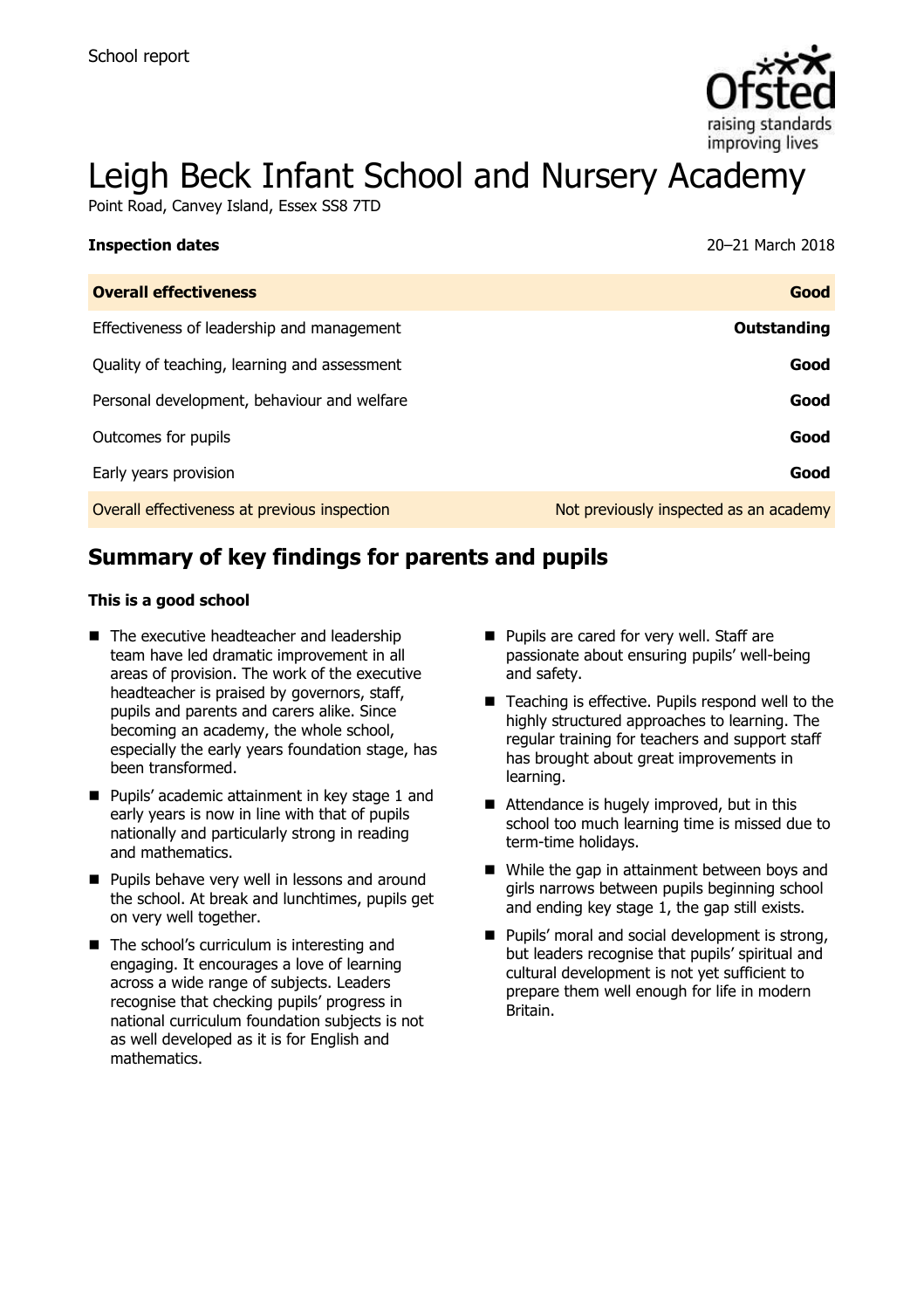School report

# Leigh Beck Infant School and Nursery Academy

Point Road, Canvey Island, Essex SS8 7TD

**Inspection dates** 20–21 March 2018

| **Overall effectiveness** | **Good** |
| --- | --- |
| Effectiveness of leadership and management | **Outstanding** |
| Quality of teaching, learning and assessment | **Good** |
| Personal development, behaviour and welfare | **Good** |
| Outcomes for pupils | **Good** |
| Early years provision | **Good** |
| Overall effectiveness at previous inspection | Not previously inspected as an academy |

## Summary of key findings for parents and pupils

**This is a good school**

- The executive headteacher and leadership team have led dramatic improvement in all areas of provision. The work of the executive headteacher is praised by governors, staff, pupils and parents and carers alike. Since becoming an academy, the whole school, especially the early years foundation stage, has been transformed.
- Pupils' academic attainment in key stage 1 and early years is now in line with that of pupils nationally and particularly strong in reading and mathematics.
- Pupils behave very well in lessons and around the school. At break and lunchtimes, pupils get on very well together.
- The school's curriculum is interesting and engaging. It encourages a love of learning across a wide range of subjects. Leaders recognise that checking pupils' progress in national curriculum foundation subjects is not as well developed as it is for English and mathematics.
- Pupils are cared for very well. Staff are passionate about ensuring pupils' well-being and safety.
- Teaching is effective. Pupils respond well to the highly structured approaches to learning. The regular training for teachers and support staff has brought about great improvements in learning.
- Attendance is hugely improved, but in this school too much learning time is missed due to term-time holidays.
- While the gap in attainment between boys and girls narrows between pupils beginning school and ending key stage 1, the gap still exists.
- Pupils' moral and social development is strong, but leaders recognise that pupils' spiritual and cultural development is not yet sufficient to prepare them well enough for life in modern Britain.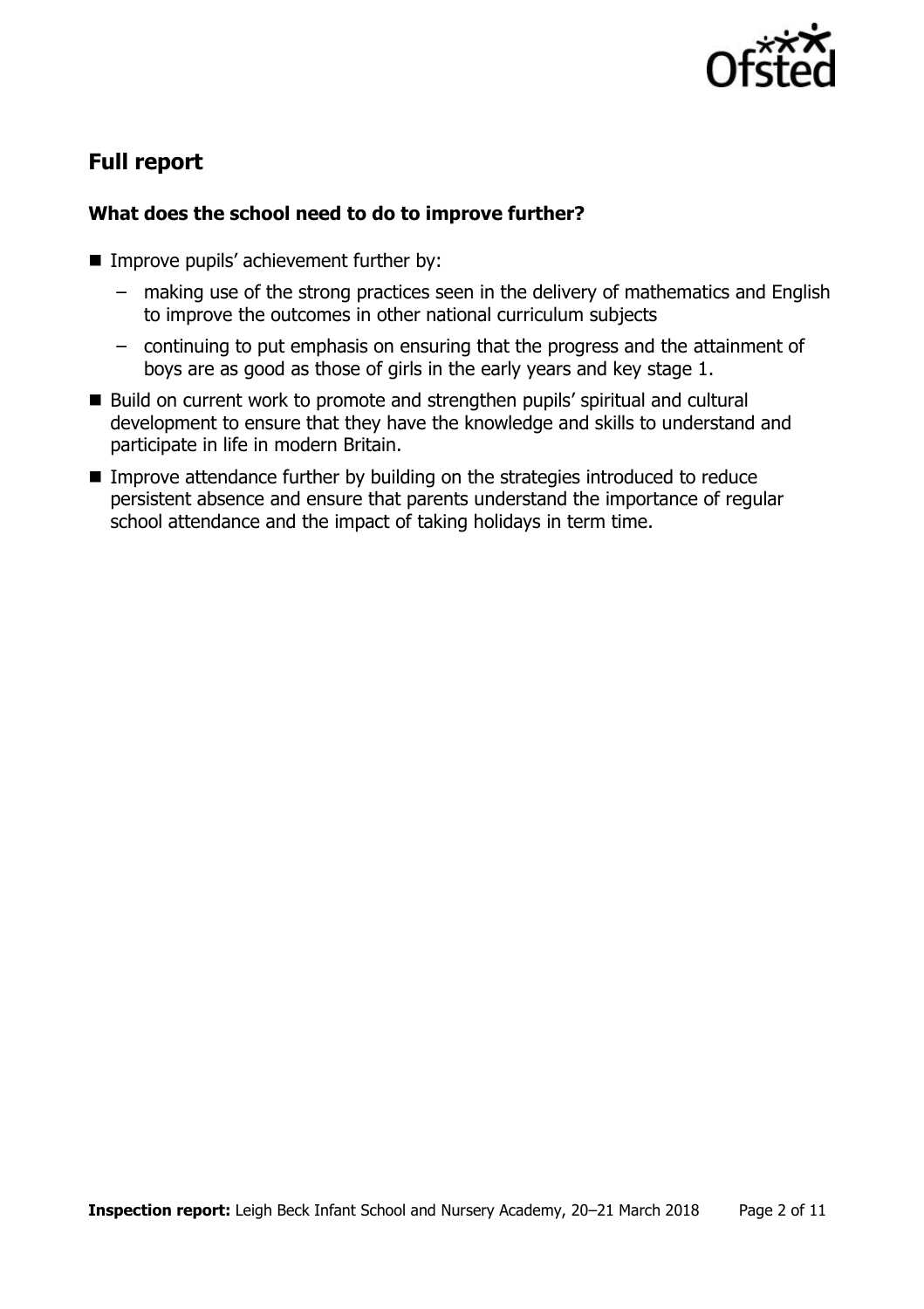## Full report

### What does the school need to do to improve further?

- Improve pupils' achievement further by:
  - making use of the strong practices seen in the delivery of mathematics and English to improve the outcomes in other national curriculum subjects
  - continuing to put emphasis on ensuring that the progress and the attainment of boys are as good as those of girls in the early years and key stage 1.
- Build on current work to promote and strengthen pupils' spiritual and cultural development to ensure that they have the knowledge and skills to understand and participate in life in modern Britain.
- Improve attendance further by building on the strategies introduced to reduce persistent absence and ensure that parents understand the importance of regular school attendance and the impact of taking holidays in term time.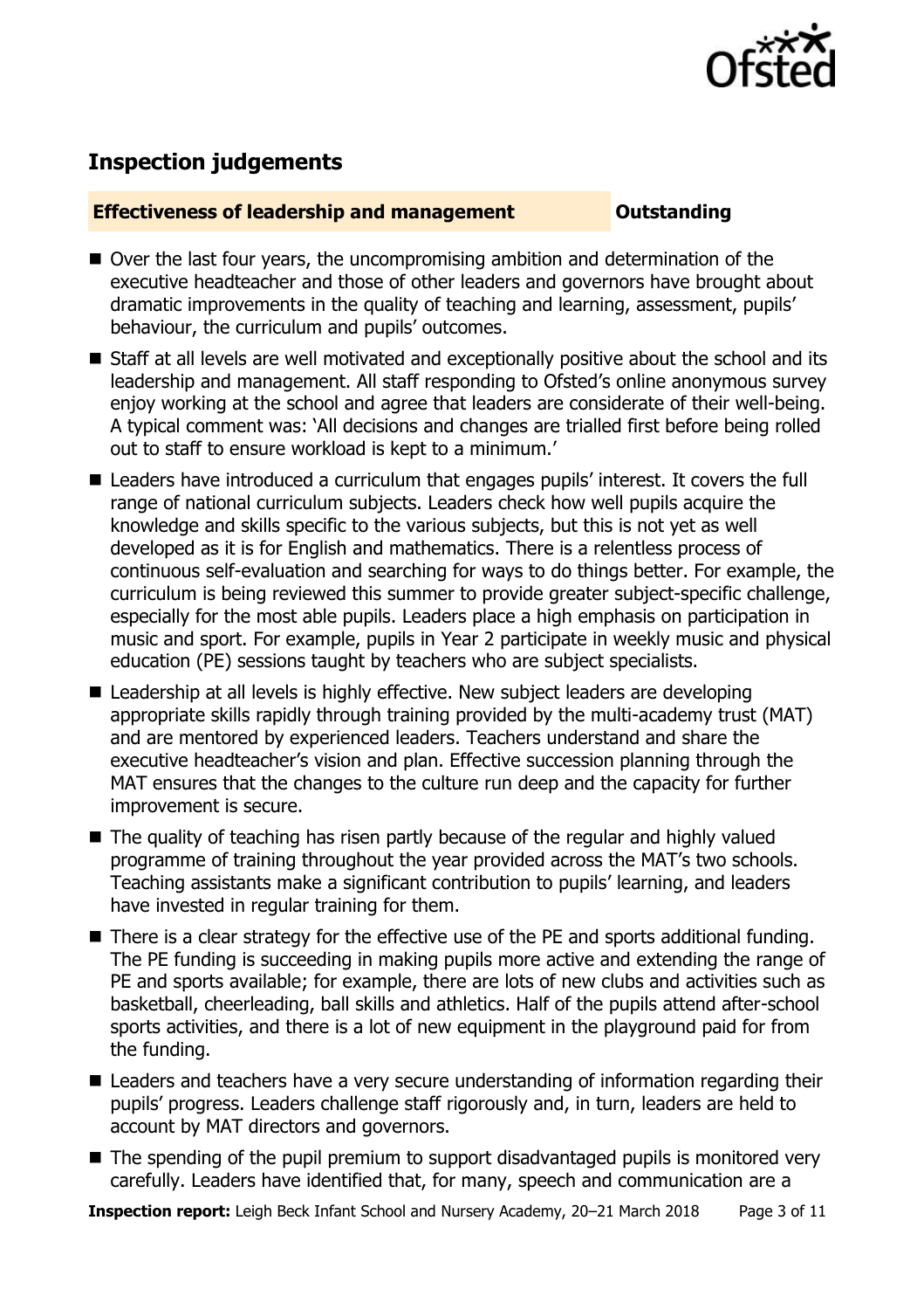## Inspection judgements

**Effectiveness of leadership and management** **Outstanding**

- Over the last four years, the uncompromising ambition and determination of the executive headteacher and those of other leaders and governors have brought about dramatic improvements in the quality of teaching and learning, assessment, pupils' behaviour, the curriculum and pupils' outcomes.
- Staff at all levels are well motivated and exceptionally positive about the school and its leadership and management. All staff responding to Ofsted's online anonymous survey enjoy working at the school and agree that leaders are considerate of their well-being. A typical comment was: 'All decisions and changes are trialled first before being rolled out to staff to ensure workload is kept to a minimum.'
- Leaders have introduced a curriculum that engages pupils' interest. It covers the full range of national curriculum subjects. Leaders check how well pupils acquire the knowledge and skills specific to the various subjects, but this is not yet as well developed as it is for English and mathematics. There is a relentless process of continuous self-evaluation and searching for ways to do things better. For example, the curriculum is being reviewed this summer to provide greater subject-specific challenge, especially for the most able pupils. Leaders place a high emphasis on participation in music and sport. For example, pupils in Year 2 participate in weekly music and physical education (PE) sessions taught by teachers who are subject specialists.
- Leadership at all levels is highly effective. New subject leaders are developing appropriate skills rapidly through training provided by the multi-academy trust (MAT) and are mentored by experienced leaders. Teachers understand and share the executive headteacher's vision and plan. Effective succession planning through the MAT ensures that the changes to the culture run deep and the capacity for further improvement is secure.
- The quality of teaching has risen partly because of the regular and highly valued programme of training throughout the year provided across the MAT's two schools. Teaching assistants make a significant contribution to pupils' learning, and leaders have invested in regular training for them.
- There is a clear strategy for the effective use of the PE and sports additional funding. The PE funding is succeeding in making pupils more active and extending the range of PE and sports available; for example, there are lots of new clubs and activities such as basketball, cheerleading, ball skills and athletics. Half of the pupils attend after-school sports activities, and there is a lot of new equipment in the playground paid for from the funding.
- Leaders and teachers have a very secure understanding of information regarding their pupils' progress. Leaders challenge staff rigorously and, in turn, leaders are held to account by MAT directors and governors.
- The spending of the pupil premium to support disadvantaged pupils is monitored very carefully. Leaders have identified that, for many, speech and communication are a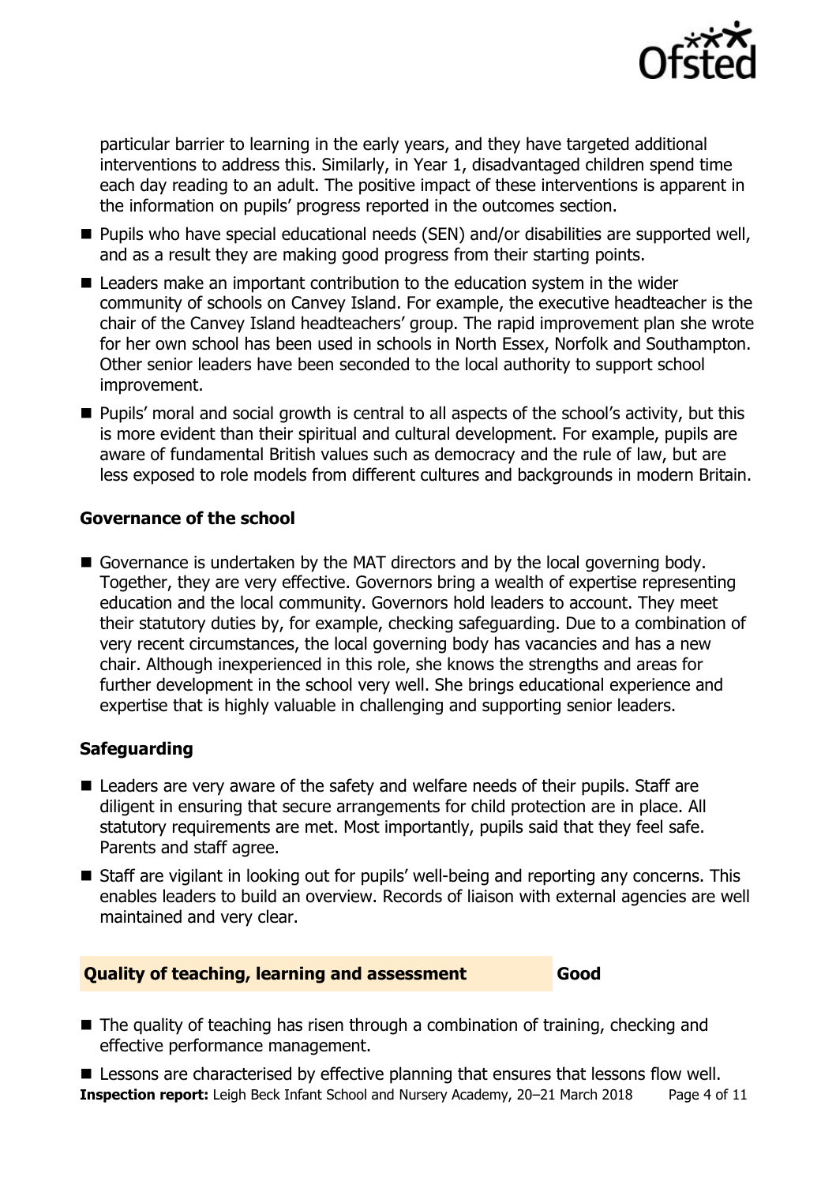particular barrier to learning in the early years, and they have targeted additional interventions to address this. Similarly, in Year 1, disadvantaged children spend time each day reading to an adult. The positive impact of these interventions is apparent in the information on pupils' progress reported in the outcomes section.

- Pupils who have special educational needs (SEN) and/or disabilities are supported well, and as a result they are making good progress from their starting points.
- Leaders make an important contribution to the education system in the wider community of schools on Canvey Island. For example, the executive headteacher is the chair of the Canvey Island headteachers' group. The rapid improvement plan she wrote for her own school has been used in schools in North Essex, Norfolk and Southampton. Other senior leaders have been seconded to the local authority to support school improvement.
- Pupils' moral and social growth is central to all aspects of the school's activity, but this is more evident than their spiritual and cultural development. For example, pupils are aware of fundamental British values such as democracy and the rule of law, but are less exposed to role models from different cultures and backgrounds in modern Britain.

### Governance of the school

- Governance is undertaken by the MAT directors and by the local governing body. Together, they are very effective. Governors bring a wealth of expertise representing education and the local community. Governors hold leaders to account. They meet their statutory duties by, for example, checking safeguarding. Due to a combination of very recent circumstances, the local governing body has vacancies and has a new chair. Although inexperienced in this role, she knows the strengths and areas for further development in the school very well. She brings educational experience and expertise that is highly valuable in challenging and supporting senior leaders.

### Safeguarding

- Leaders are very aware of the safety and welfare needs of their pupils. Staff are diligent in ensuring that secure arrangements for child protection are in place. All statutory requirements are met. Most importantly, pupils said that they feel safe. Parents and staff agree.
- Staff are vigilant in looking out for pupils' well-being and reporting any concerns. This enables leaders to build an overview. Records of liaison with external agencies are well maintained and very clear.

## Quality of teaching, learning and assessment — Good

- The quality of teaching has risen through a combination of training, checking and effective performance management.
- Lessons are characterised by effective planning that ensures that lessons flow well.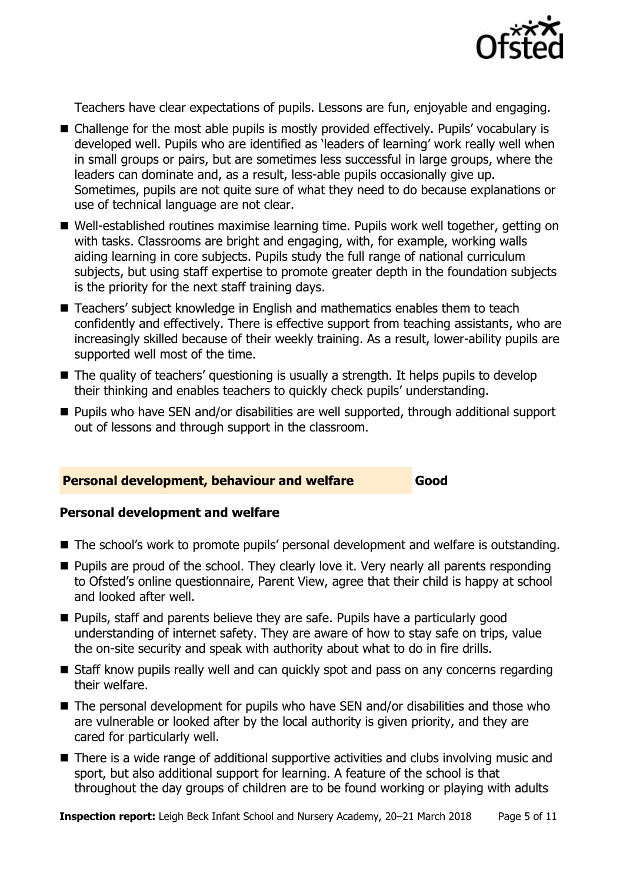Teachers have clear expectations of pupils. Lessons are fun, enjoyable and engaging.

- Challenge for the most able pupils is mostly provided effectively. Pupils' vocabulary is developed well. Pupils who are identified as 'leaders of learning' work really well when in small groups or pairs, but are sometimes less successful in large groups, where the leaders can dominate and, as a result, less-able pupils occasionally give up. Sometimes, pupils are not quite sure of what they need to do because explanations or use of technical language are not clear.
- Well-established routines maximise learning time. Pupils work well together, getting on with tasks. Classrooms are bright and engaging, with, for example, working walls aiding learning in core subjects. Pupils study the full range of national curriculum subjects, but using staff expertise to promote greater depth in the foundation subjects is the priority for the next staff training days.
- Teachers' subject knowledge in English and mathematics enables them to teach confidently and effectively. There is effective support from teaching assistants, who are increasingly skilled because of their weekly training. As a result, lower-ability pupils are supported well most of the time.
- The quality of teachers' questioning is usually a strength. It helps pupils to develop their thinking and enables teachers to quickly check pupils' understanding.
- Pupils who have SEN and/or disabilities are well supported, through additional support out of lessons and through support in the classroom.

## Personal development, behaviour and welfare — Good

### Personal development and welfare

- The school's work to promote pupils' personal development and welfare is outstanding.
- Pupils are proud of the school. They clearly love it. Very nearly all parents responding to Ofsted's online questionnaire, Parent View, agree that their child is happy at school and looked after well.
- Pupils, staff and parents believe they are safe. Pupils have a particularly good understanding of internet safety. They are aware of how to stay safe on trips, value the on-site security and speak with authority about what to do in fire drills.
- Staff know pupils really well and can quickly spot and pass on any concerns regarding their welfare.
- The personal development for pupils who have SEN and/or disabilities and those who are vulnerable or looked after by the local authority is given priority, and they are cared for particularly well.
- There is a wide range of additional supportive activities and clubs involving music and sport, but also additional support for learning. A feature of the school is that throughout the day groups of children are to be found working or playing with adults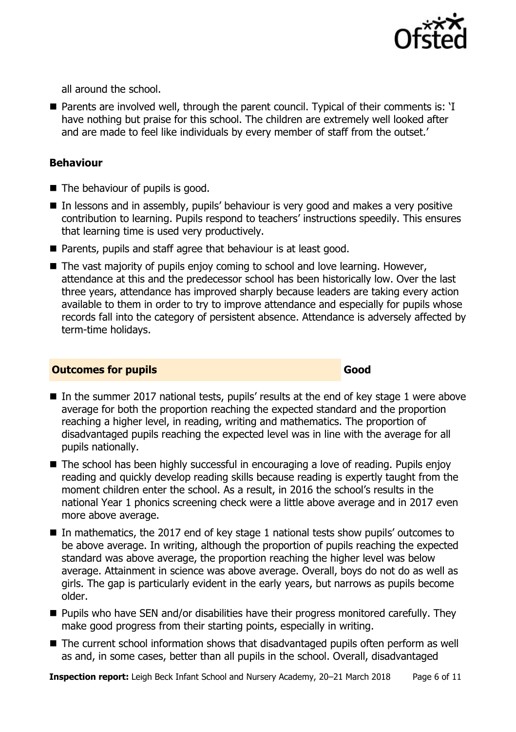all around the school.

- Parents are involved well, through the parent council. Typical of their comments is: 'I have nothing but praise for this school. The children are extremely well looked after and are made to feel like individuals by every member of staff from the outset.'

### Behaviour

- The behaviour of pupils is good.
- In lessons and in assembly, pupils' behaviour is very good and makes a very positive contribution to learning. Pupils respond to teachers' instructions speedily. This ensures that learning time is used very productively.
- Parents, pupils and staff agree that behaviour is at least good.
- The vast majority of pupils enjoy coming to school and love learning. However, attendance at this and the predecessor school has been historically low. Over the last three years, attendance has improved sharply because leaders are taking every action available to them in order to try to improve attendance and especially for pupils whose records fall into the category of persistent absence. Attendance is adversely affected by term-time holidays.

## Outcomes for pupils — Good

- In the summer 2017 national tests, pupils' results at the end of key stage 1 were above average for both the proportion reaching the expected standard and the proportion reaching a higher level, in reading, writing and mathematics. The proportion of disadvantaged pupils reaching the expected level was in line with the average for all pupils nationally.
- The school has been highly successful in encouraging a love of reading. Pupils enjoy reading and quickly develop reading skills because reading is expertly taught from the moment children enter the school. As a result, in 2016 the school's results in the national Year 1 phonics screening check were a little above average and in 2017 even more above average.
- In mathematics, the 2017 end of key stage 1 national tests show pupils' outcomes to be above average. In writing, although the proportion of pupils reaching the expected standard was above average, the proportion reaching the higher level was below average. Attainment in science was above average. Overall, boys do not do as well as girls. The gap is particularly evident in the early years, but narrows as pupils become older.
- Pupils who have SEN and/or disabilities have their progress monitored carefully. They make good progress from their starting points, especially in writing.
- The current school information shows that disadvantaged pupils often perform as well as and, in some cases, better than all pupils in the school. Overall, disadvantaged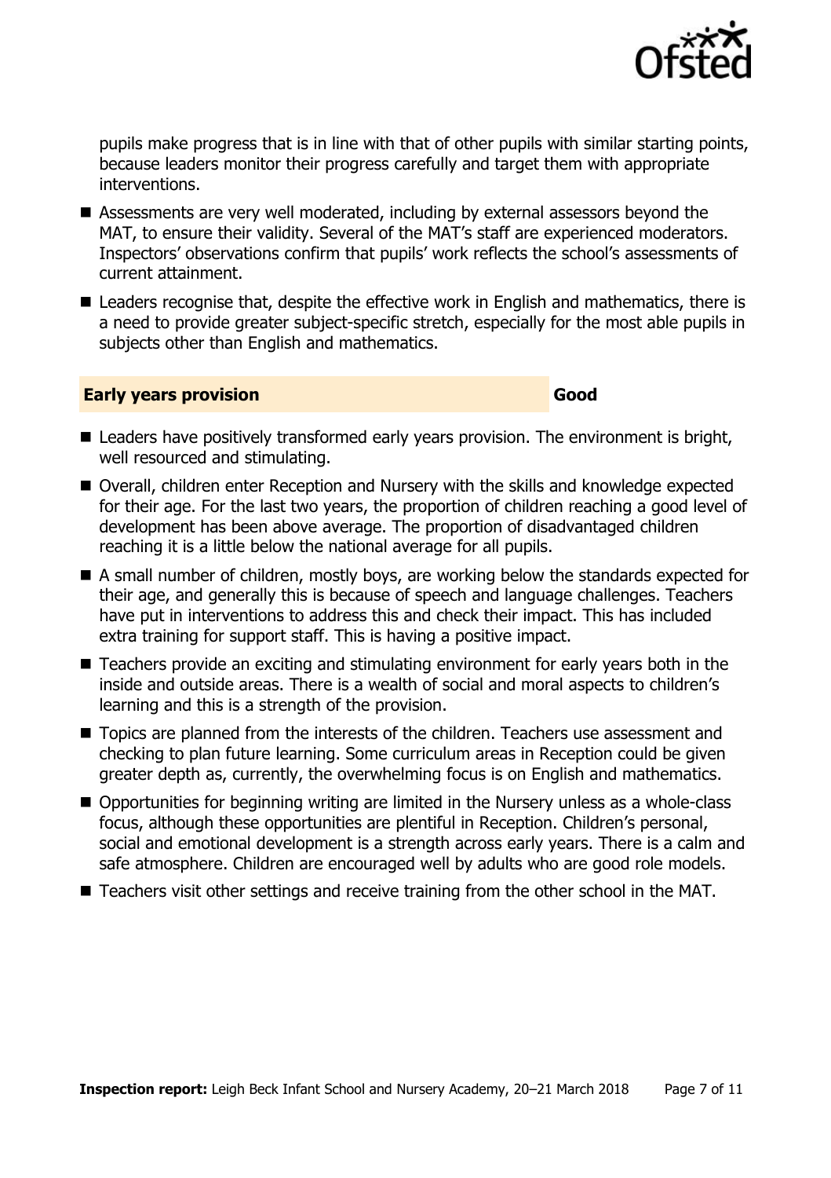pupils make progress that is in line with that of other pupils with similar starting points, because leaders monitor their progress carefully and target them with appropriate interventions.

- Assessments are very well moderated, including by external assessors beyond the MAT, to ensure their validity. Several of the MAT's staff are experienced moderators. Inspectors' observations confirm that pupils' work reflects the school's assessments of current attainment.
- Leaders recognise that, despite the effective work in English and mathematics, there is a need to provide greater subject-specific stretch, especially for the most able pupils in subjects other than English and mathematics.

### Early years provision — Good

- Leaders have positively transformed early years provision. The environment is bright, well resourced and stimulating.
- Overall, children enter Reception and Nursery with the skills and knowledge expected for their age. For the last two years, the proportion of children reaching a good level of development has been above average. The proportion of disadvantaged children reaching it is a little below the national average for all pupils.
- A small number of children, mostly boys, are working below the standards expected for their age, and generally this is because of speech and language challenges. Teachers have put in interventions to address this and check their impact. This has included extra training for support staff. This is having a positive impact.
- Teachers provide an exciting and stimulating environment for early years both in the inside and outside areas. There is a wealth of social and moral aspects to children's learning and this is a strength of the provision.
- Topics are planned from the interests of the children. Teachers use assessment and checking to plan future learning. Some curriculum areas in Reception could be given greater depth as, currently, the overwhelming focus is on English and mathematics.
- Opportunities for beginning writing are limited in the Nursery unless as a whole-class focus, although these opportunities are plentiful in Reception. Children's personal, social and emotional development is a strength across early years. There is a calm and safe atmosphere. Children are encouraged well by adults who are good role models.
- Teachers visit other settings and receive training from the other school in the MAT.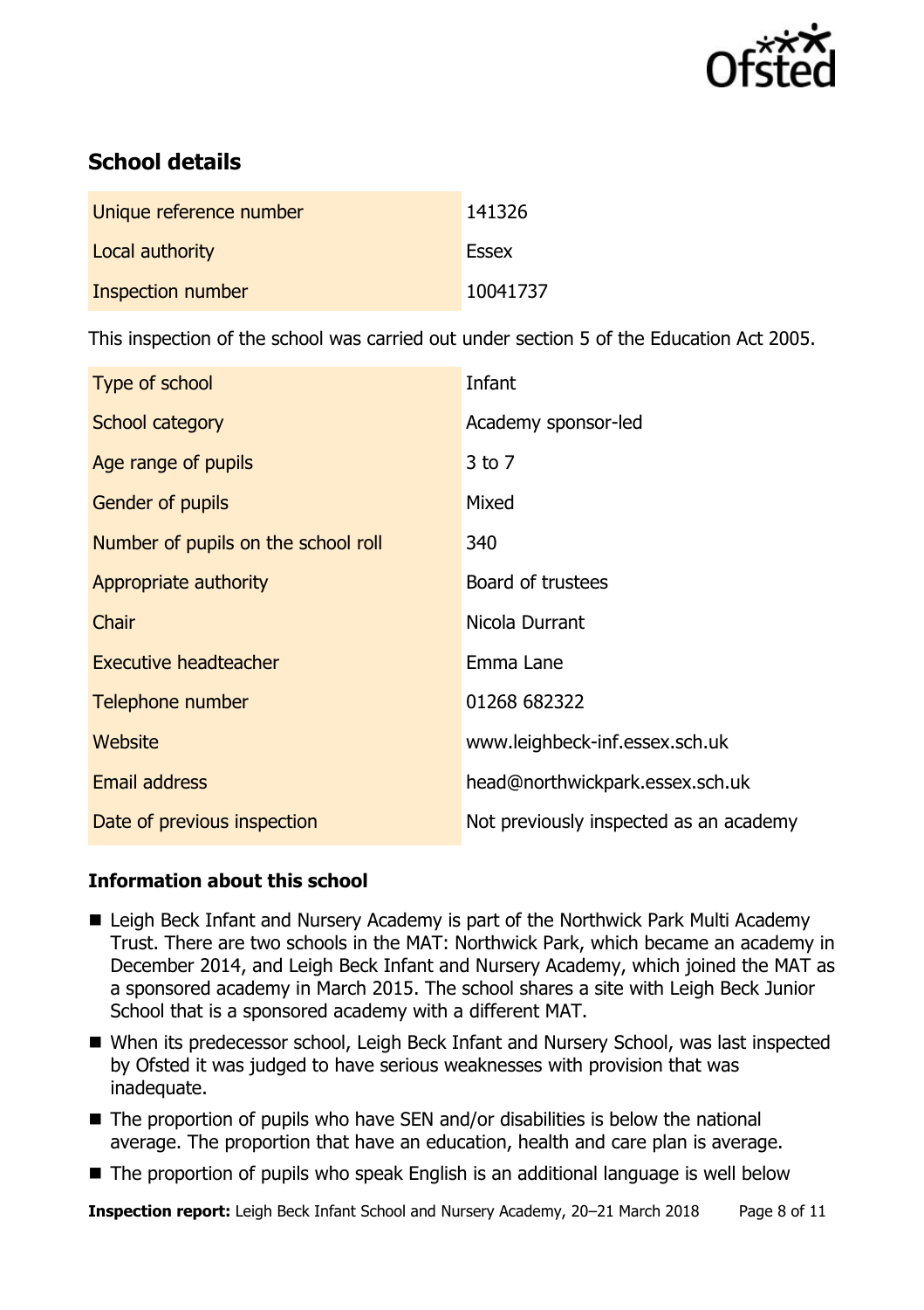## School details

| | |
|---|---|
| Unique reference number | 141326 |
| Local authority | Essex |
| Inspection number | 10041737 |

This inspection of the school was carried out under section 5 of the Education Act 2005.

| | |
|---|---|
| Type of school | Infant |
| School category | Academy sponsor-led |
| Age range of pupils | 3 to 7 |
| Gender of pupils | Mixed |
| Number of pupils on the school roll | 340 |
| Appropriate authority | Board of trustees |
| Chair | Nicola Durrant |
| Executive headteacher | Emma Lane |
| Telephone number | 01268 682322 |
| Website | www.leighbeck-inf.essex.sch.uk |
| Email address | head@northwickpark.essex.sch.uk |
| Date of previous inspection | Not previously inspected as an academy |

### Information about this school

- Leigh Beck Infant and Nursery Academy is part of the Northwick Park Multi Academy Trust. There are two schools in the MAT: Northwick Park, which became an academy in December 2014, and Leigh Beck Infant and Nursery Academy, which joined the MAT as a sponsored academy in March 2015. The school shares a site with Leigh Beck Junior School that is a sponsored academy with a different MAT.
- When its predecessor school, Leigh Beck Infant and Nursery School, was last inspected by Ofsted it was judged to have serious weaknesses with provision that was inadequate.
- The proportion of pupils who have SEN and/or disabilities is below the national average. The proportion that have an education, health and care plan is average.
- The proportion of pupils who speak English is an additional language is well below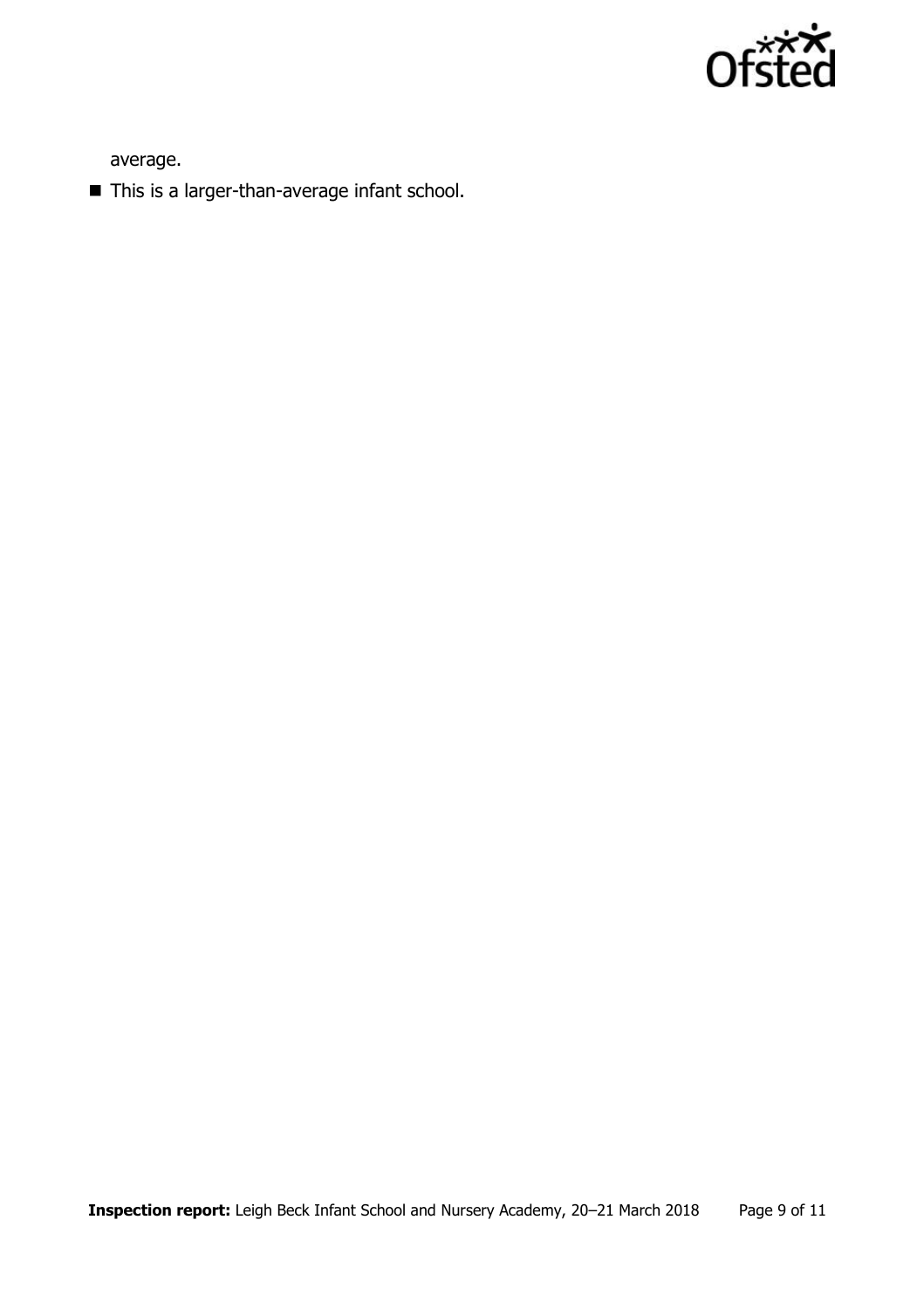average.

- This is a larger-than-average infant school.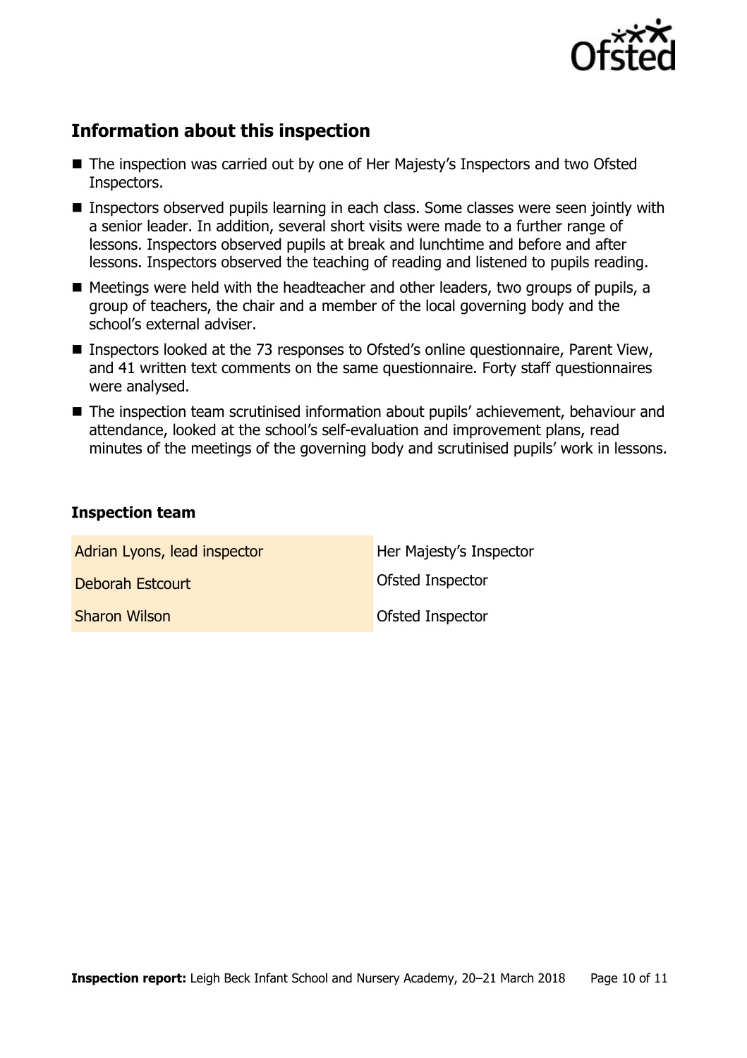## Information about this inspection

- The inspection was carried out by one of Her Majesty's Inspectors and two Ofsted Inspectors.
- Inspectors observed pupils learning in each class. Some classes were seen jointly with a senior leader. In addition, several short visits were made to a further range of lessons. Inspectors observed pupils at break and lunchtime and before and after lessons. Inspectors observed the teaching of reading and listened to pupils reading.
- Meetings were held with the headteacher and other leaders, two groups of pupils, a group of teachers, the chair and a member of the local governing body and the school's external adviser.
- Inspectors looked at the 73 responses to Ofsted's online questionnaire, Parent View, and 41 written text comments on the same questionnaire. Forty staff questionnaires were analysed.
- The inspection team scrutinised information about pupils' achievement, behaviour and attendance, looked at the school's self-evaluation and improvement plans, read minutes of the meetings of the governing body and scrutinised pupils' work in lessons.

### Inspection team

| | |
|---|---|
| Adrian Lyons, lead inspector | Her Majesty's Inspector |
| Deborah Estcourt | Ofsted Inspector |
| Sharon Wilson | Ofsted Inspector |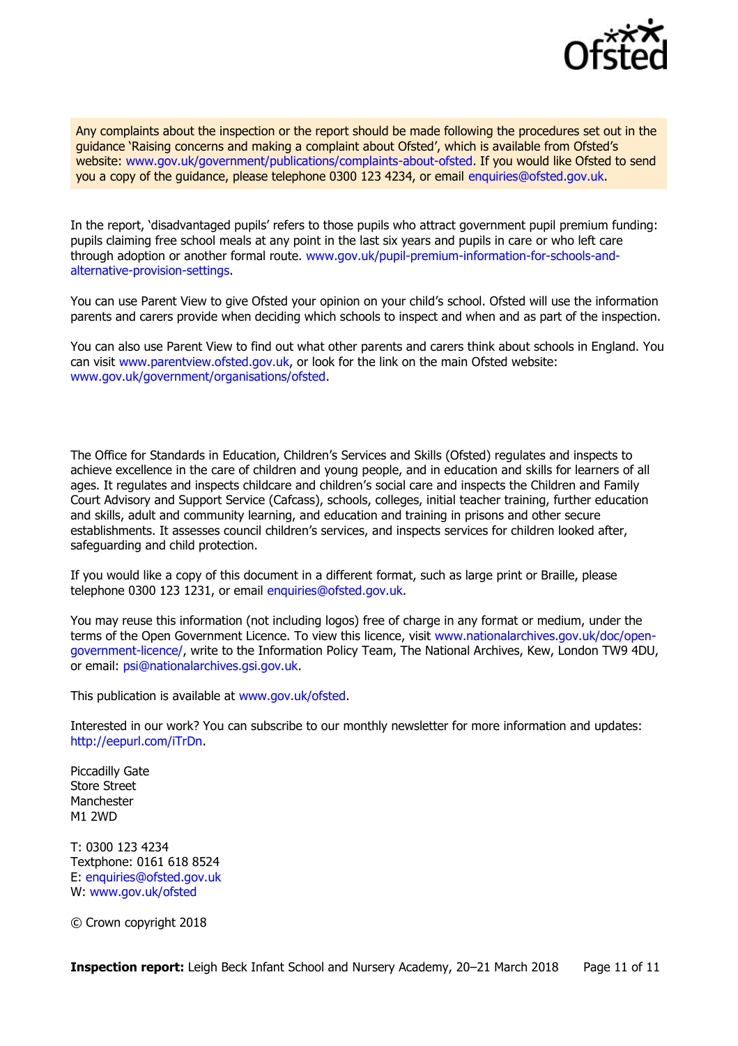Any complaints about the inspection or the report should be made following the procedures set out in the guidance 'Raising concerns and making a complaint about Ofsted', which is available from Ofsted's website: www.gov.uk/government/publications/complaints-about-ofsted. If you would like Ofsted to send you a copy of the guidance, please telephone 0300 123 4234, or email enquiries@ofsted.gov.uk.

In the report, 'disadvantaged pupils' refers to those pupils who attract government pupil premium funding: pupils claiming free school meals at any point in the last six years and pupils in care or who left care through adoption or another formal route. www.gov.uk/pupil-premium-information-for-schools-and-alternative-provision-settings.

You can use Parent View to give Ofsted your opinion on your child's school. Ofsted will use the information parents and carers provide when deciding which schools to inspect and when and as part of the inspection.

You can also use Parent View to find out what other parents and carers think about schools in England. You can visit www.parentview.ofsted.gov.uk, or look for the link on the main Ofsted website: www.gov.uk/government/organisations/ofsted.

The Office for Standards in Education, Children's Services and Skills (Ofsted) regulates and inspects to achieve excellence in the care of children and young people, and in education and skills for learners of all ages. It regulates and inspects childcare and children's social care and inspects the Children and Family Court Advisory and Support Service (Cafcass), schools, colleges, initial teacher training, further education and skills, adult and community learning, and education and training in prisons and other secure establishments. It assesses council children's services, and inspects services for children looked after, safeguarding and child protection.

If you would like a copy of this document in a different format, such as large print or Braille, please telephone 0300 123 1231, or email enquiries@ofsted.gov.uk.

You may reuse this information (not including logos) free of charge in any format or medium, under the terms of the Open Government Licence. To view this licence, visit www.nationalarchives.gov.uk/doc/open-government-licence/, write to the Information Policy Team, The National Archives, Kew, London TW9 4DU, or email: psi@nationalarchives.gsi.gov.uk.

This publication is available at www.gov.uk/ofsted.

Interested in our work? You can subscribe to our monthly newsletter for more information and updates: http://eepurl.com/iTrDn.

Piccadilly Gate
Store Street
Manchester
M1 2WD

T: 0300 123 4234
Textphone: 0161 618 8524
E: enquiries@ofsted.gov.uk
W: www.gov.uk/ofsted

© Crown copyright 2018